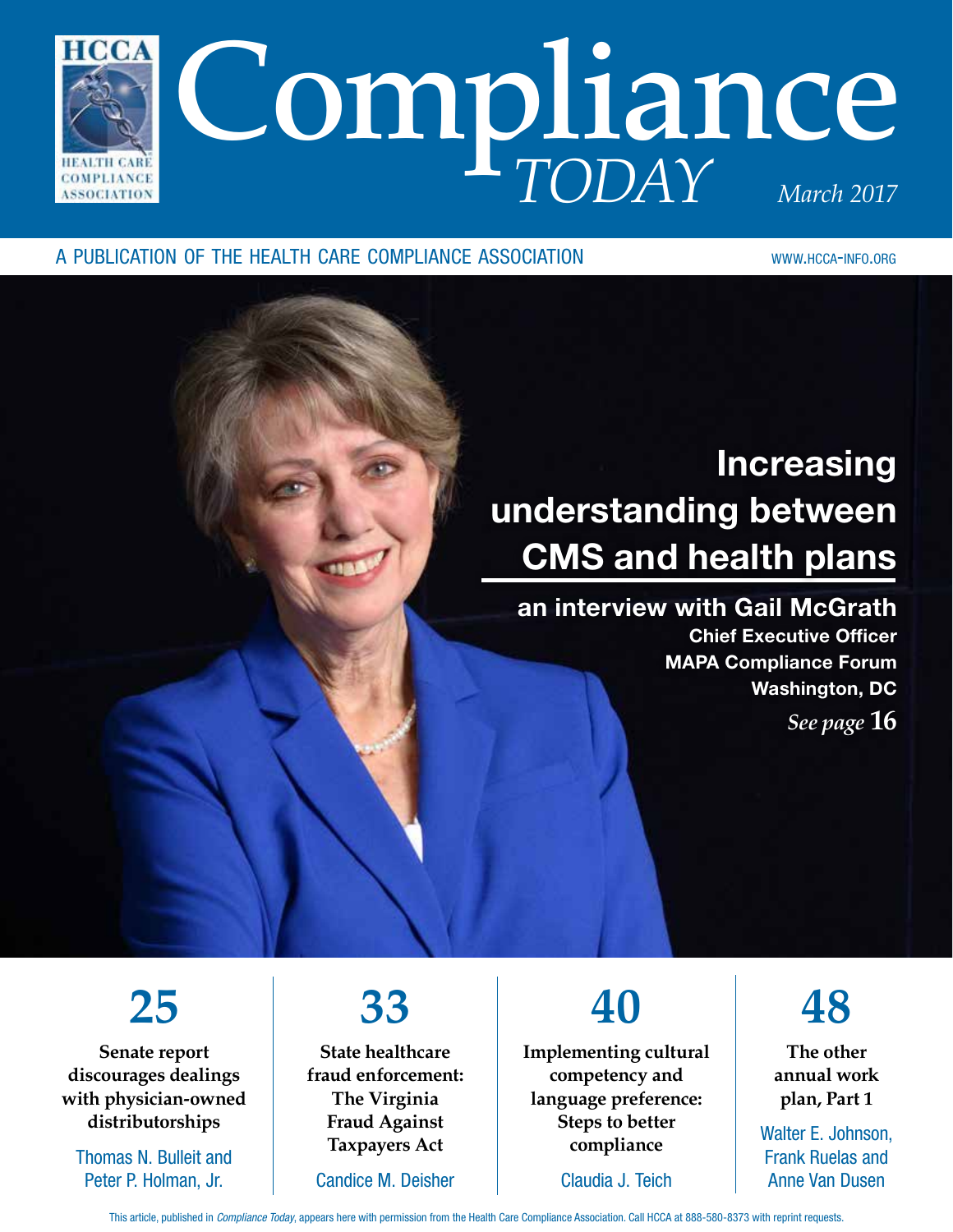# Compliance TODAY

March 2017

A PUBLICATION OF THE HEALTH CARE COMPLIANCE ASSOCIATION

WWW.HCCA-INFO.ORG

## Increasing understanding between CMS and health plans

**an interview with Gail McGrath**
**Chief Executive Officer**
**MAPA Compliance Forum**
**Washington, DC**

*See page* **16**

**25**

**Senate report discourages dealings with physician-owned distributorships**

Thomas N. Bulleit and Peter P. Holman, Jr.

**33**

**State healthcare fraud enforcement: The Virginia Fraud Against Taxpayers Act**

Candice M. Deisher

**40**

**Implementing cultural competency and language preference: Steps to better compliance**

Claudia J. Teich

**48**

**The other annual work plan, Part 1**

Walter E. Johnson, Frank Ruelas and Anne Van Dusen

This article, published in *Compliance Today*, appears here with permission from the Health Care Compliance Association. Call HCCA at 888-580-8373 with reprint requests.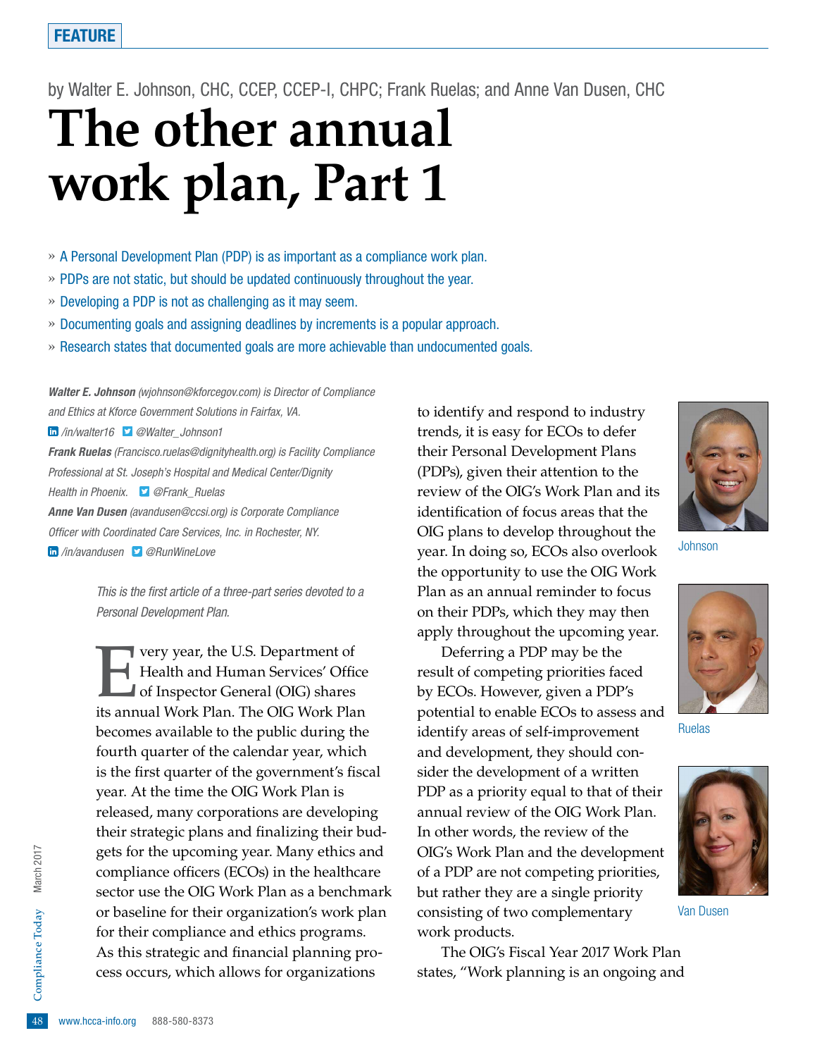FEATURE

by Walter E. Johnson, CHC, CCEP, CCEP-I, CHPC; Frank Ruelas; and Anne Van Dusen, CHC

# The other annual work plan, Part 1

- » A Personal Development Plan (PDP) is as important as a compliance work plan.
- » PDPs are not static, but should be updated continuously throughout the year.
- » Developing a PDP is not as challenging as it may seem.
- » Documenting goals and assigning deadlines by increments is a popular approach.
- » Research states that documented goals are more achievable than undocumented goals.

***Walter E. Johnson** (wjohnson@kforcegov.com) is Director of Compliance and Ethics at Kforce Government Solutions in Fairfax, VA.*
*/in/walter16 @Walter_Johnson1*

***Frank Ruelas** (Francisco.ruelas@dignityhealth.org) is Facility Compliance Professional at St. Joseph's Hospital and Medical Center/Dignity Health in Phoenix. @Frank_Ruelas*

***Anne Van Dusen** (avandusen@ccsi.org) is Corporate Compliance Officer with Coordinated Care Services, Inc. in Rochester, NY.*
*/in/avandusen @RunWineLove*

*This is the first article of a three-part series devoted to a Personal Development Plan.*

Every year, the U.S. Department of Health and Human Services' Office of Inspector General (OIG) shares its annual Work Plan. The OIG Work Plan becomes available to the public during the fourth quarter of the calendar year, which is the first quarter of the government's fiscal year. At the time the OIG Work Plan is released, many corporations are developing their strategic plans and finalizing their budgets for the upcoming year. Many ethics and compliance officers (ECOs) in the healthcare sector use the OIG Work Plan as a benchmark or baseline for their organization's work plan for their compliance and ethics programs. As this strategic and financial planning process occurs, which allows for organizations to identify and respond to industry trends, it is easy for ECOs to defer their Personal Development Plans (PDPs), given their attention to the review of the OIG's Work Plan and its identification of focus areas that the OIG plans to develop throughout the year. In doing so, ECOs also overlook the opportunity to use the OIG Work Plan as an annual reminder to focus on their PDPs, which they may then apply throughout the upcoming year.

Deferring a PDP may be the result of competing priorities faced by ECOs. However, given a PDP's potential to enable ECOs to assess and identify areas of self-improvement and development, they should consider the development of a written PDP as a priority equal to that of their annual review of the OIG Work Plan. In other words, the review of the OIG's Work Plan and the development of a PDP are not competing priorities, but rather they are a single priority consisting of two complementary work products.

Johnson

Ruelas

Van Dusen

The OIG's Fiscal Year 2017 Work Plan states, "Work planning is an ongoing and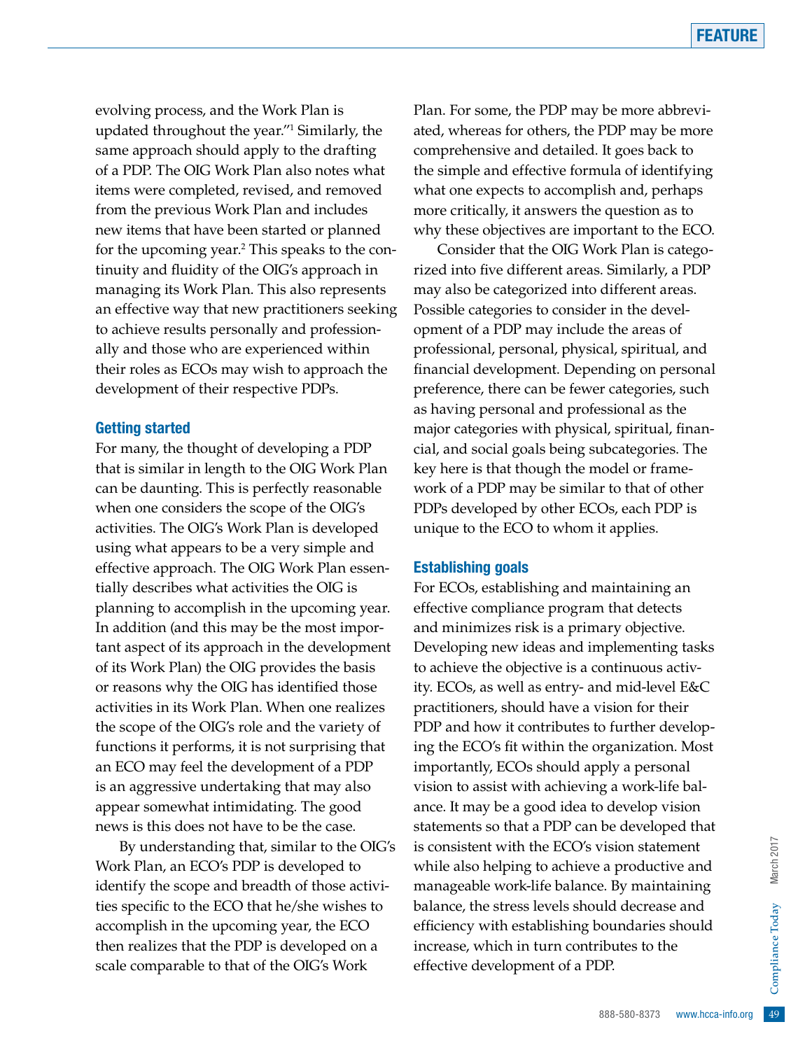evolving process, and the Work Plan is updated throughout the year."[1] Similarly, the same approach should apply to the drafting of a PDP. The OIG Work Plan also notes what items were completed, revised, and removed from the previous Work Plan and includes new items that have been started or planned for the upcoming year.[2] This speaks to the continuity and fluidity of the OIG's approach in managing its Work Plan. This also represents an effective way that new practitioners seeking to achieve results personally and professionally and those who are experienced within their roles as ECOs may wish to approach the development of their respective PDPs.

### Getting started

For many, the thought of developing a PDP that is similar in length to the OIG Work Plan can be daunting. This is perfectly reasonable when one considers the scope of the OIG's activities. The OIG's Work Plan is developed using what appears to be a very simple and effective approach. The OIG Work Plan essentially describes what activities the OIG is planning to accomplish in the upcoming year. In addition (and this may be the most important aspect of its approach in the development of its Work Plan) the OIG provides the basis or reasons why the OIG has identified those activities in its Work Plan. When one realizes the scope of the OIG's role and the variety of functions it performs, it is not surprising that an ECO may feel the development of a PDP is an aggressive undertaking that may also appear somewhat intimidating. The good news is this does not have to be the case.

By understanding that, similar to the OIG's Work Plan, an ECO's PDP is developed to identify the scope and breadth of those activities specific to the ECO that he/she wishes to accomplish in the upcoming year, the ECO then realizes that the PDP is developed on a scale comparable to that of the OIG's Work Plan. For some, the PDP may be more abbreviated, whereas for others, the PDP may be more comprehensive and detailed. It goes back to the simple and effective formula of identifying what one expects to accomplish and, perhaps more critically, it answers the question as to why these objectives are important to the ECO.

Consider that the OIG Work Plan is categorized into five different areas. Similarly, a PDP may also be categorized into different areas. Possible categories to consider in the development of a PDP may include the areas of professional, personal, physical, spiritual, and financial development. Depending on personal preference, there can be fewer categories, such as having personal and professional as the major categories with physical, spiritual, financial, and social goals being subcategories. The key here is that though the model or framework of a PDP may be similar to that of other PDPs developed by other ECOs, each PDP is unique to the ECO to whom it applies.

### Establishing goals

For ECOs, establishing and maintaining an effective compliance program that detects and minimizes risk is a primary objective. Developing new ideas and implementing tasks to achieve the objective is a continuous activity. ECOs, as well as entry- and mid-level E&C practitioners, should have a vision for their PDP and how it contributes to further developing the ECO's fit within the organization. Most importantly, ECOs should apply a personal vision to assist with achieving a work-life balance. It may be a good idea to develop vision statements so that a PDP can be developed that is consistent with the ECO's vision statement while also helping to achieve a productive and manageable work-life balance. By maintaining balance, the stress levels should decrease and efficiency with establishing boundaries should increase, which in turn contributes to the effective development of a PDP.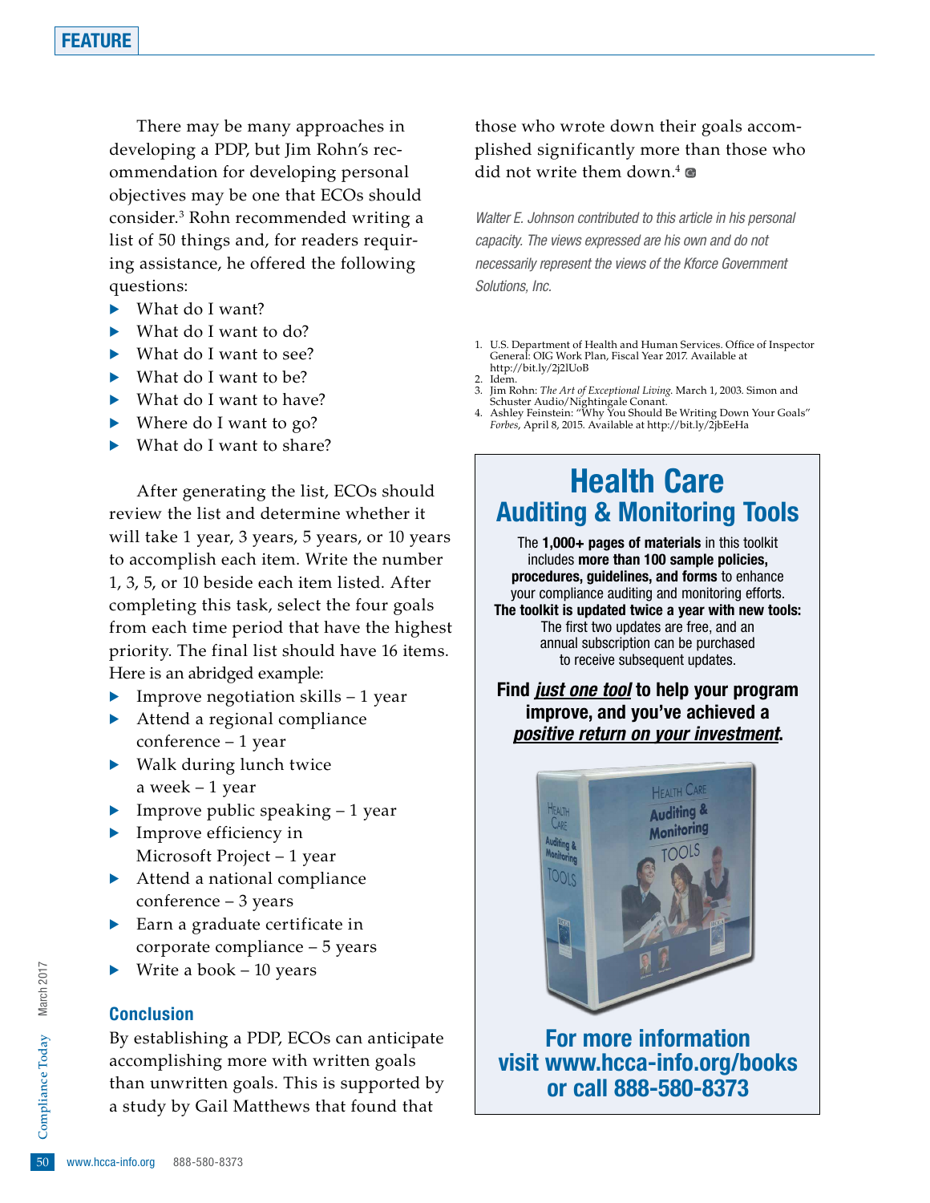There may be many approaches in developing a PDP, but Jim Rohn's recommendation for developing personal objectives may be one that ECOs should consider.[3] Rohn recommended writing a list of 50 things and, for readers requiring assistance, he offered the following questions:

- What do I want?
- What do I want to do?
- What do I want to see?
- What do I want to be?
- What do I want to have?
- Where do I want to go?
- What do I want to share?

After generating the list, ECOs should review the list and determine whether it will take 1 year, 3 years, 5 years, or 10 years to accomplish each item. Write the number 1, 3, 5, or 10 beside each item listed. After completing this task, select the four goals from each time period that have the highest priority. The final list should have 16 items. Here is an abridged example:

- Improve negotiation skills – 1 year
- Attend a regional compliance conference – 1 year
- Walk during lunch twice a week – 1 year
- Improve public speaking – 1 year
- Improve efficiency in Microsoft Project – 1 year
- Attend a national compliance conference – 3 years
- Earn a graduate certificate in corporate compliance – 5 years
- Write a book – 10 years

## Conclusion

By establishing a PDP, ECOs can anticipate accomplishing more with written goals than unwritten goals. This is supported by a study by Gail Matthews that found that those who wrote down their goals accomplished significantly more than those who did not write them down.[4]

*Walter E. Johnson contributed to this article in his personal capacity. The views expressed are his own and do not necessarily represent the views of the Kforce Government Solutions, Inc.*

1. U.S. Department of Health and Human Services. Office of Inspector General: OIG Work Plan, Fiscal Year 2017. Available at http://bit.ly/2j2lUoB
2. Idem.
3. Jim Rohn: *The Art of Exceptional Living*. March 1, 2003. Simon and Schuster Audio/Nightingale Conant.
4. Ashley Feinstein: "Why You Should Be Writing Down Your Goals" *Forbes*, April 8, 2015. Available at http://bit.ly/2jbEeHa

# Health Care Auditing & Monitoring Tools

The **1,000+ pages of materials** in this toolkit includes **more than 100 sample policies, procedures, guidelines, and forms** to enhance your compliance auditing and monitoring efforts. **The toolkit is updated twice a year with new tools:** The first two updates are free, and an annual subscription can be purchased to receive subsequent updates.

**Find *just one tool* to help your program improve, and you've achieved a *positive return on your investment*.**

**For more information visit www.hcca-info.org/books or call 888-580-8373**